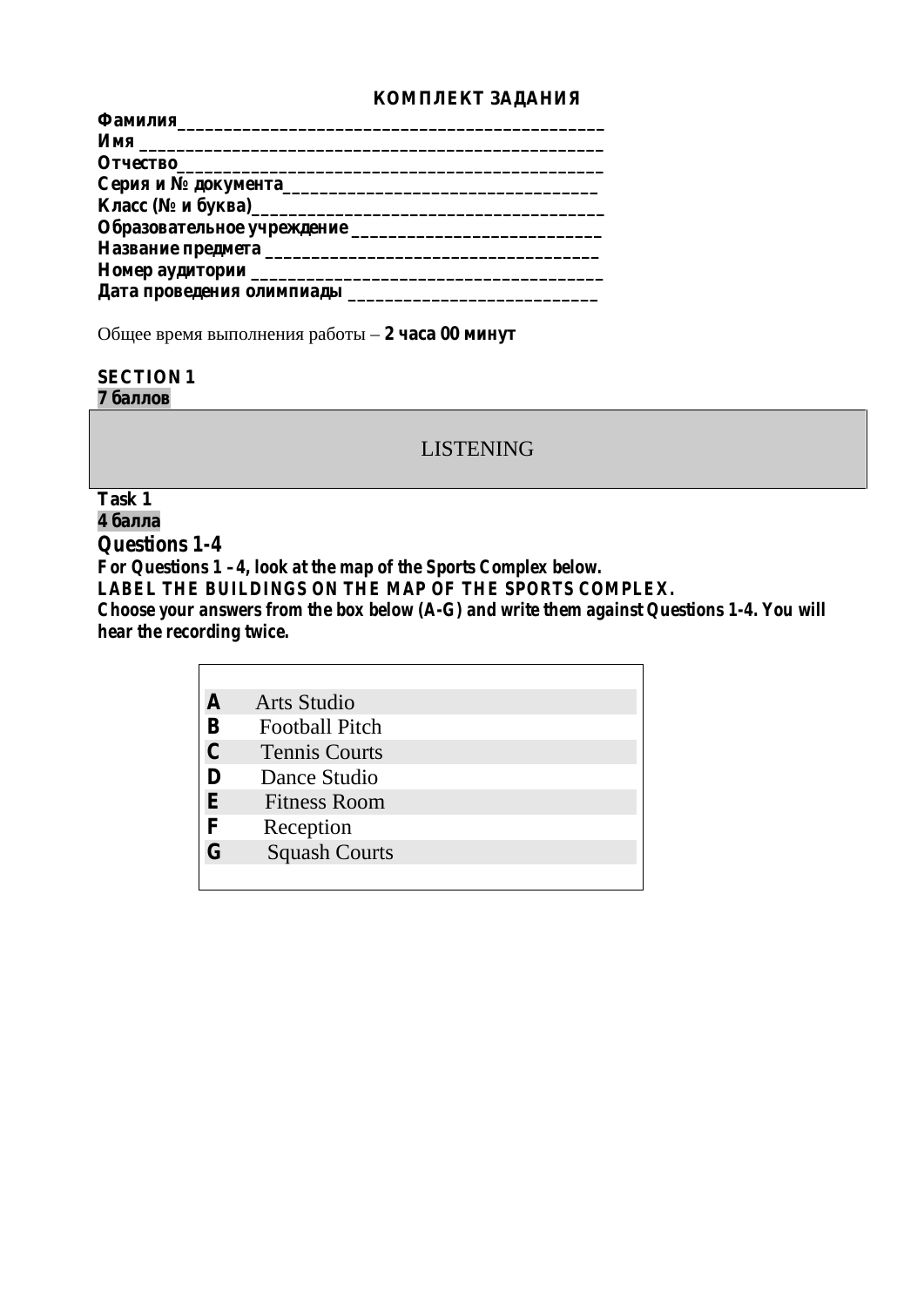**КОМПЛЕКТ ЗАДАНИЯ**

**Фамилия**_____________________________________________
**Имя** ________________________________________________
**Отчество**_____________________________________________
**Серия и № документа**_________________________________
**Класс (№ и буква)**____________________________________
**Образовательное учреждение** __________________________
**Название предмета** ___________________________________
**Номер аудитории** _____________________________________
**Дата проведения олимпиады** __________________________

Общее время выполнения работы – **2 часа 00 минут**

**SECTION 1**
**7 баллов**

## LISTENING

**Task 1**
**4 балла**

### Questions 1-4

**For Questions 1 – 4, look at the map of the Sports Complex below.**
**LABEL THE BUILDINGS ON THE MAP OF THE SPORTS COMPLEX.**
**Choose your answers from the box below (A-G) and write them against Questions 1-4. You will hear the recording twice.**

| | |
|---|---|
| **A** | Arts Studio |
| **B** | Football Pitch |
| **C** | Tennis Courts |
| **D** | Dance Studio |
| **E** | Fitness Room |
| **F** | Reception |
| **G** | Squash Courts |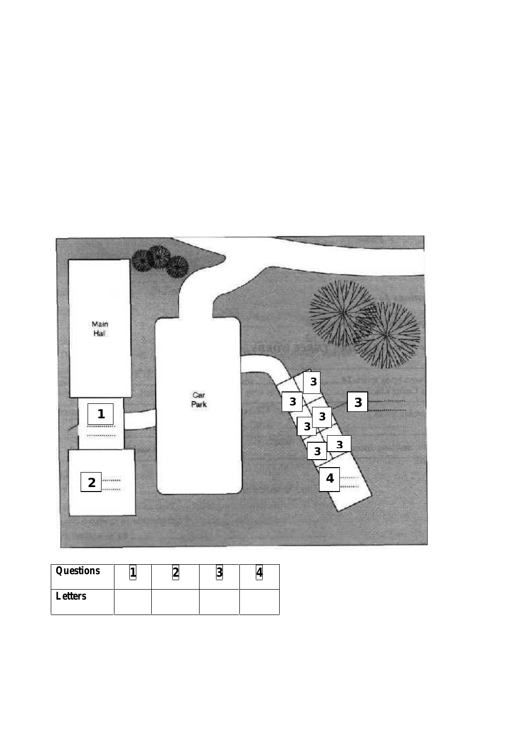Main Hall

Car Park

1 ..................

2 ..........

3 ..........

4 ..........

| Questions | 1 | 2 | 3 | 4 |
| --- | --- | --- | --- | --- |
| Letters | | | | |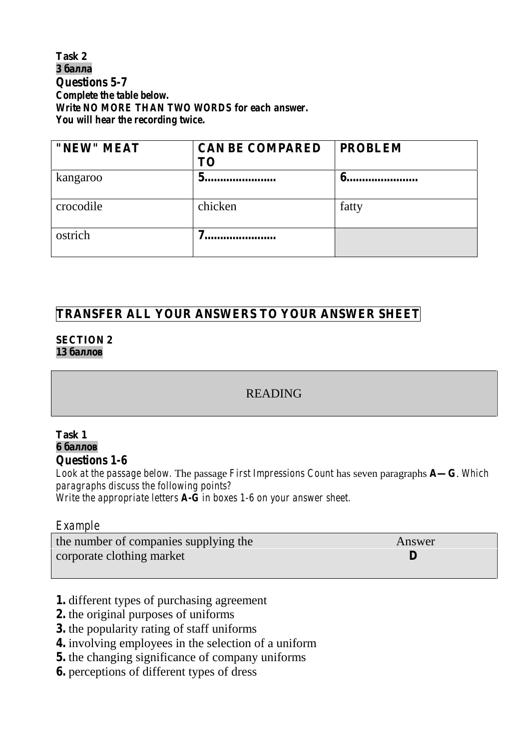**Task 2**
**3 балла**
**Questions 5-7**
***Complete the table below.***
***Write NO MORE THAN TWO WORDS for each answer.***
***You will hear the recording twice.***

| "NEW" MEAT | CAN BE COMPARED TO | PROBLEM |
|---|---|---|
| kangaroo | **5......................** | **6......................** |
| crocodile | chicken | fatty |
| ostrich | **7......................** | |

**TRANSFER ALL YOUR ANSWERS TO YOUR ANSWER SHEET**

**SECTION 2**
**13 баллов**

## READING

**Task 1**
**6 баллов**
**Questions 1-6**
*Look at the passage below.* The passage *First Impressions Count* has seven paragraphs **A—G**. *Which paragraphs discuss the following points?*
*Write the appropriate letters* **A-G** *in boxes 1-6 on your answer sheet.*

*Example*

| the number of companies supplying the corporate clothing market | Answer **D** |
|---|---|

**1.** different types of purchasing agreement
**2.** the original purposes of uniforms
**3.** the popularity rating of staff uniforms
**4.** involving employees in the selection of a uniform
**5.** the changing significance of company uniforms
**6.** perceptions of different types of dress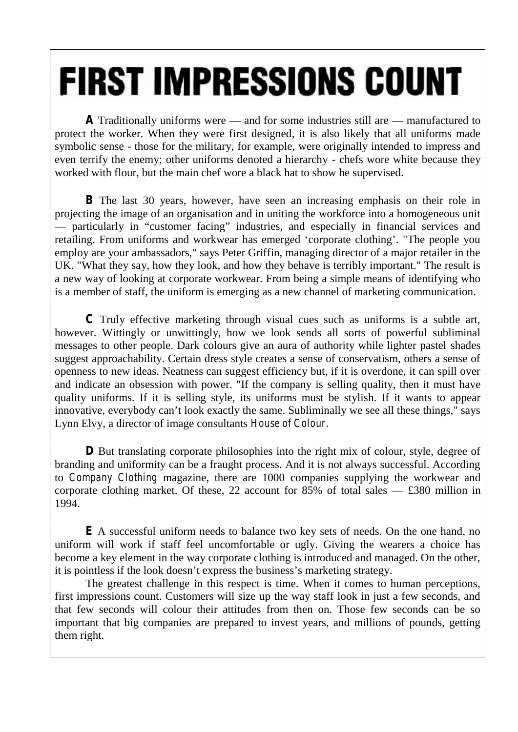# FIRST IMPRESSIONS COUNT

**A** Traditionally uniforms were — and for some industries still are — manufactured to protect the worker. When they were first designed, it is also likely that all uniforms made symbolic sense - those for the military, for example, were originally intended to impress and even terrify the enemy; other uniforms denoted a hierarchy - chefs wore white because they worked with flour, but the main chef wore a black hat to show he supervised.

**B** The last 30 years, however, have seen an increasing emphasis on their role in projecting the image of an organisation and in uniting the workforce into a homogeneous unit — particularly in "customer facing" industries, and especially in financial services and retailing. From uniforms and workwear has emerged 'corporate clothing'. "The people you employ are your ambassadors," says Peter Griffin, managing director of a major retailer in the UK. "What they say, how they look, and how they behave is terribly important." The result is a new way of looking at corporate workwear. From being a simple means of identifying who is a member of staff, the uniform is emerging as a new channel of marketing communication.

**C** Truly effective marketing through visual cues such as uniforms is a subtle art, however. Wittingly or unwittingly, how we look sends all sorts of powerful subliminal messages to other people. Dark colours give an aura of authority while lighter pastel shades suggest approachability. Certain dress style creates a sense of conservatism, others a sense of openness to new ideas. Neatness can suggest efficiency but, if it is overdone, it can spill over and indicate an obsession with power. "If the company is selling quality, then it must have quality uniforms. If it is selling style, its uniforms must be stylish. If it wants to appear innovative, everybody can't look exactly the same. Subliminally we see all these things," says Lynn Elvy, a director of image consultants *House of Colour*.

**D** But translating corporate philosophies into the right mix of colour, style, degree of branding and uniformity can be a fraught process. And it is not always successful. According to *Company Clothing* magazine, there are 1000 companies supplying the workwear and corporate clothing market. Of these, 22 account for 85% of total sales — £380 million in 1994.

**E** A successful uniform needs to balance two key sets of needs. On the one hand, no uniform will work if staff feel uncomfortable or ugly. Giving the wearers a choice has become a key element in the way corporate clothing is introduced and managed. On the other, it is pointless if the look doesn't express the business's marketing strategy.

The greatest challenge in this respect is time. When it comes to human perceptions, first impressions count. Customers will size up the way staff look in just a few seconds, and that few seconds will colour their attitudes from then on. Those few seconds can be so important that big companies are prepared to invest years, and millions of pounds, getting them right.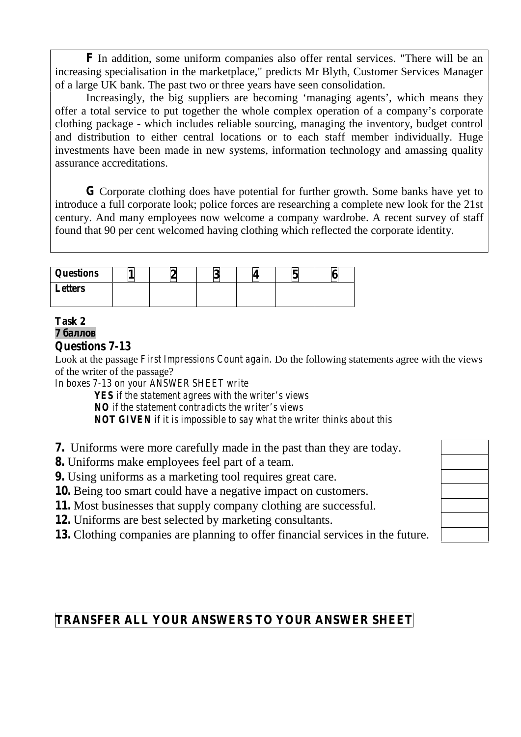**F** In addition, some uniform companies also offer rental services. "There will be an increasing specialisation in the marketplace," predicts Mr Blyth, Customer Services Manager of a large UK bank. The past two or three years have seen consolidation.

Increasingly, the big suppliers are becoming 'managing agents', which means they offer a total service to put together the whole complex operation of a company's corporate clothing package - which includes reliable sourcing, managing the inventory, budget control and distribution to either central locations or to each staff member individually. Huge investments have been made in new systems, information technology and amassing quality assurance accreditations.

**G** Corporate clothing does have potential for further growth. Some banks have yet to introduce a full corporate look; police forces are researching a complete new look for the 21st century. And many employees now welcome a company wardrobe. A recent survey of staff found that 90 per cent welcomed having clothing which reflected the corporate identity.

| **Questions** | **1** | **2** | **3** | **4** | **5** | **6** |
|---|---|---|---|---|---|---|
| **Letters** | | | | | | |

**Task 2**
**7 баллов**

### Questions 7-13

Look at the passage *First Impressions Count again.* Do the following statements agree with the views of the writer of the passage?

*In boxes 7-13 on your ANSWER SHEET write*

- ***YES*** *if the statement agrees with the writer's views*
- ***NO*** *if the statement contradicts the writer's views*
- ***NOT GIVEN*** *if it is impossible to say what the writer thinks about this*

**7.** Uniforms were more carefully made in the past than they are today.

**8.** Uniforms make employees feel part of a team.

**9.** Using uniforms as a marketing tool requires great care.

**10.** Being too smart could have a negative impact on customers.

**11.** Most businesses that supply company clothing are successful.

**12.** Uniforms are best selected by marketing consultants.

**13.** Clothing companies are planning to offer financial services in the future.

**TRANSFER ALL YOUR ANSWERS TO YOUR ANSWER SHEET**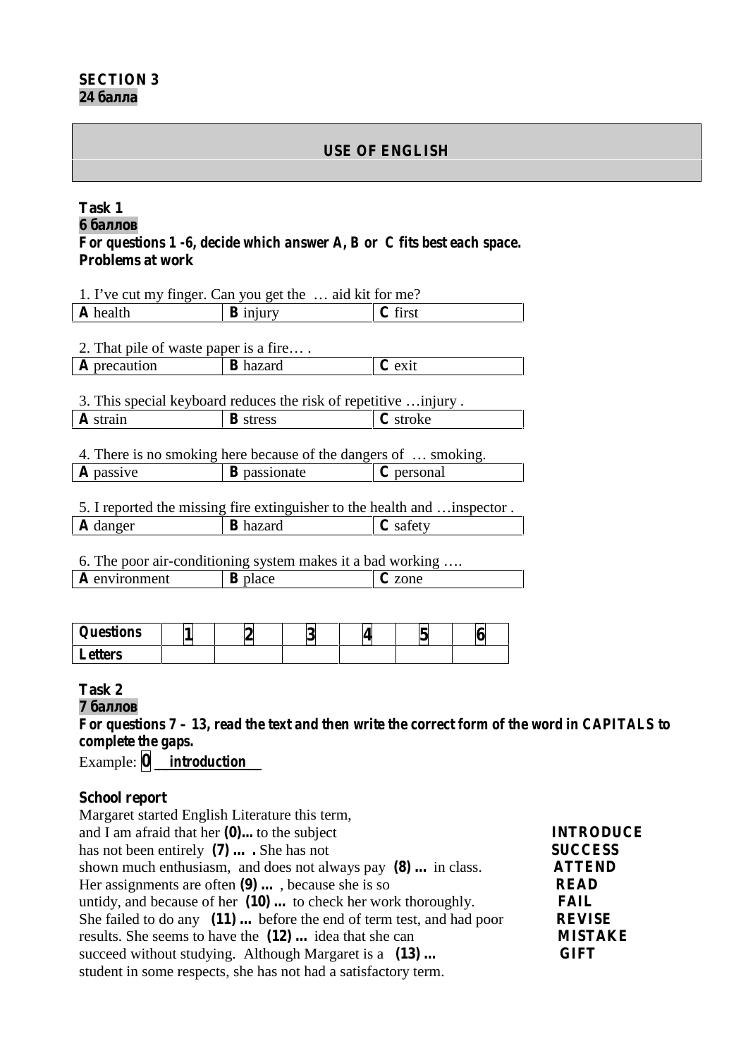**SECTION 3**
**24 балла**

## USE OF ENGLISH

**Task 1**
**6 баллов**
***For questions 1 -6, decide which answer A, B or C fits best each space.***
***Problems at work***

1. I've cut my finger. Can you get the … aid kit for me?

| **A** health | **B** injury | **C** first |
|---|---|---|

2. That pile of waste paper is a fire… .

| **A** precaution | **B** hazard | **C** exit |
|---|---|---|

3. This special keyboard reduces the risk of repetitive …injury .

| **A** strain | **B** stress | **C** stroke |
|---|---|---|

4. There is no smoking here because of the dangers of … smoking.

| **A** passive | **B** passionate | **C** personal |
|---|---|---|

5. I reported the missing fire extinguisher to the health and …inspector .

| **A** danger | **B** hazard | **C** safety |
|---|---|---|

6. The poor air-conditioning system makes it a bad working ….

| **A** environment | **B** place | **C** zone |
|---|---|---|

| **Questions** | **1** | **2** | **3** | **4** | **5** | **6** |
|---|---|---|---|---|---|---|
| **Letters** | | | | | | |

**Task 2**
**7 баллов**
***For questions 7 – 13, read the text and then write the correct form of the word in CAPITALS to complete the gaps.***
Example: **0** ***introduction***

**School report**

| | |
|---|---|
| Margaret started English Literature this term, | |
| and I am afraid that her **(0)…** to the subject | **INTRODUCE** |
| has not been entirely **(7) … .** She has not | **SUCCESS** |
| shown much enthusiasm, and does not always pay **(8) …** in class. | **ATTEND** |
| Her assignments are often **(9) …** , because she is so | **READ** |
| untidy, and because of her **(10) …** to check her work thoroughly. | **FAIL** |
| She failed to do any **(11) …** before the end of term test, and had poor | **REVISE** |
| results. She seems to have the **(12) …** idea that she can | **MISTAKE** |
| succeed without studying. Although Margaret is a **(13) …** | **GIFT** |
| student in some respects, she has not had a satisfactory term. | |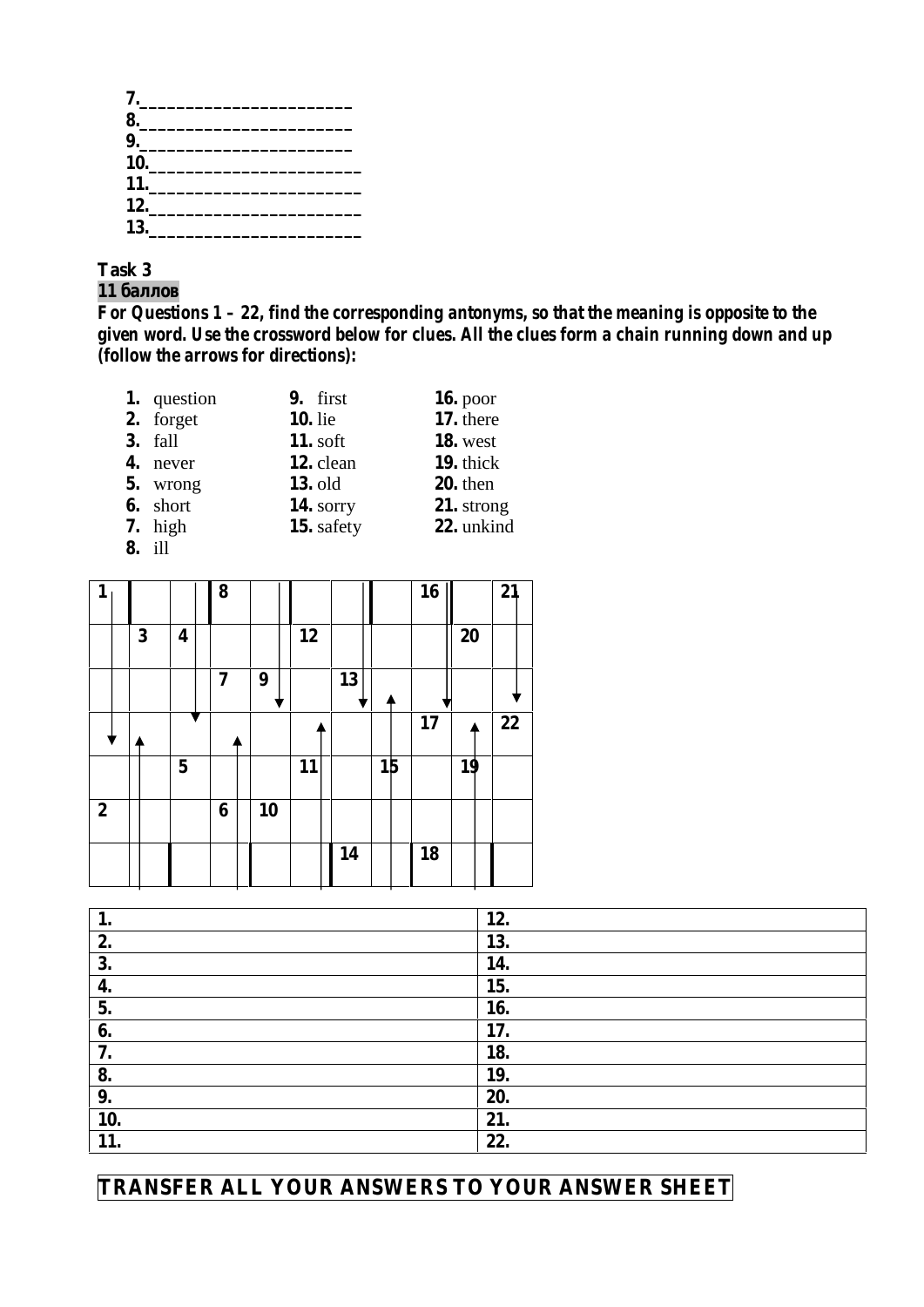7.______________________

8.______________________

9.______________________

10.______________________

11.______________________

12.______________________

13.______________________

**Task 3**

**11 баллов**

**For Questions 1 – 22, find the corresponding antonyms, so that the meaning is opposite to the given word. Use the crossword below for clues. All the clues form a chain running down and up (follow the arrows for directions):**

**1.** question
**2.** forget
**3.** fall
**4.** never
**5.** wrong
**6.** short
**7.** high
**8.** ill
**9.** first
**10.** lie
**11.** soft
**12.** clean
**13.** old
**14.** sorry
**15.** safety
**16.** poor
**17.** there
**18.** west
**19.** thick
**20.** then
**21.** strong
**22.** unkind

| 1 | | | 8 | | | | | 16 | | 21 |
|---|---|---|---|---|---|---|---|---|---|---|
| | 3 | 4 | | | 12 | | | | 20 | |
| | | | 7 | 9 | | 13 | | | | |
| | | | | | | | | 17 | | 22 |
| | | 5 | | | 11 | | 15 | | 19 | |
| 2 | | | 6 | 10 | | | | | | |
| | | | | | | 14 | | 18 | | |

| 1. | 12. |
|---|---|
| 2. | 13. |
| 3. | 14. |
| 4. | 15. |
| 5. | 16. |
| 6. | 17. |
| 7. | 18. |
| 8. | 19. |
| 9. | 20. |
| 10. | 21. |
| 11. | 22. |

**TRANSFER ALL YOUR ANSWERS TO YOUR ANSWER SHEET**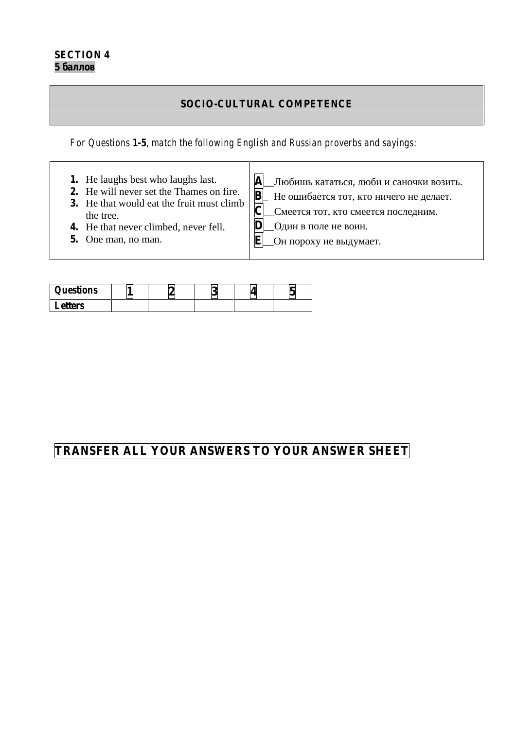**SECTION 4**
**5 баллов**

| SOCIO-CULTURAL COMPETENCE |
|---|

*For Questions **1-5**, match the following English and Russian proverbs and sayings:*

| | |
|---|---|
| **1.** He laughs best who laughs last.<br>**2.** He will never set the Thames on fire.<br>**3.** He that would eat the fruit must climb the tree.<br>**4.** He that never climbed, never fell.<br>**5.** One man, no man. | **A**__Любишь кататься, люби и саночки возить.<br>**B**_ Не ошибается тот, кто ничего не делает.<br>**C**__Смеется тот, кто смеется последним.<br>**D**__Один в поле не воин.<br>**E**__Он пороху не выдумает. |

| Questions | 1 | 2 | 3 | 4 | 5 |
|---|---|---|---|---|---|
| Letters | | | | | |

**TRANSFER ALL YOUR ANSWERS TO YOUR ANSWER SHEET**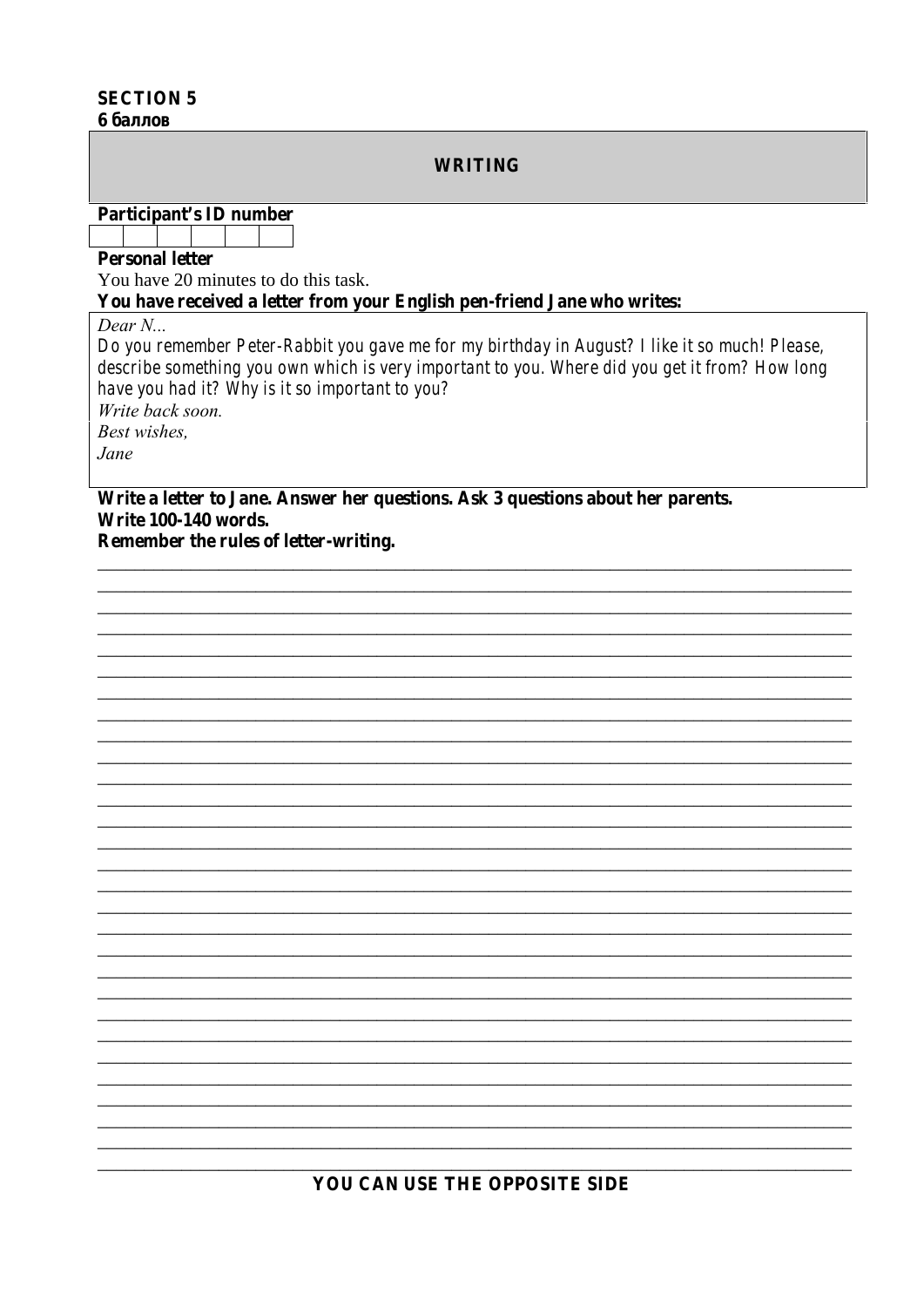**SECTION 5**
**6 баллов**

## WRITING

**Participant's ID number**

| | | | | | |
|---|---|---|---|---|---|
| | | | | | |

**Personal letter**

You have 20 minutes to do this task.

**You have received a letter from your English pen-friend Jane who writes:**

> *Dear N...*
> *Do you remember Peter-Rabbit you gave me for my birthday in August? I like it so much! Please, describe something you own which is very important to you. Where did you get it from? How long have you had it? Why is it so important to you?*
> *Write back soon.*
> *Best wishes,*
> *Jane*

**Write a letter to Jane. Answer her questions. Ask 3 questions about her parents.**
**Write 100-140 words.**
**Remember the rules of letter-writing.**

\_\_\_\_\_\_\_\_\_\_\_\_\_\_\_\_\_\_\_\_\_\_\_\_\_\_\_\_\_\_\_\_\_\_\_\_\_\_\_\_\_\_\_\_\_\_\_\_\_\_\_\_\_\_\_\_\_\_\_\_\_\_\_\_\_\_\_\_\_\_\_\_\_\_\_\_\_\_\_\_\_\_

\_\_\_\_\_\_\_\_\_\_\_\_\_\_\_\_\_\_\_\_\_\_\_\_\_\_\_\_\_\_\_\_\_\_\_\_\_\_\_\_\_\_\_\_\_\_\_\_\_\_\_\_\_\_\_\_\_\_\_\_\_\_\_\_\_\_\_\_\_\_\_\_\_\_\_\_\_\_\_\_\_\_

\_\_\_\_\_\_\_\_\_\_\_\_\_\_\_\_\_\_\_\_\_\_\_\_\_\_\_\_\_\_\_\_\_\_\_\_\_\_\_\_\_\_\_\_\_\_\_\_\_\_\_\_\_\_\_\_\_\_\_\_\_\_\_\_\_\_\_\_\_\_\_\_\_\_\_\_\_\_\_\_\_\_

**YOU CAN USE THE OPPOSITE SIDE**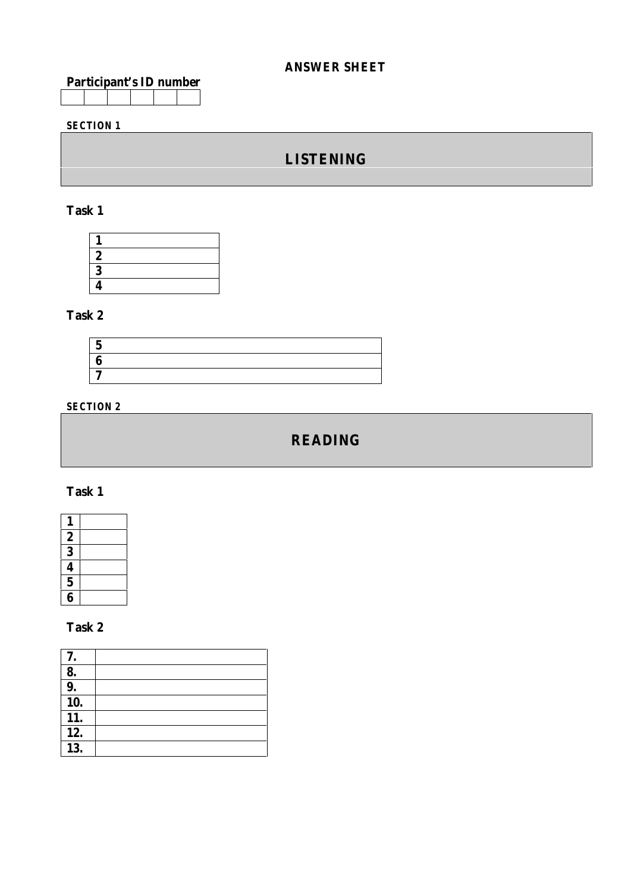# ANSWER SHEET

**Participant's ID number**

| | | | | | |
|---|---|---|---|---|---|
| | | | | | |

**SECTION 1**

## LISTENING

**Task 1**

| | |
|---|---|
| **1** | |
| **2** | |
| **3** | |
| **4** | |

**Task 2**

| | |
|---|---|
| **5** | |
| **6** | |
| **7** | |

**SECTION 2**

## READING

**Task 1**

| | |
|---|---|
| **1** | |
| **2** | |
| **3** | |
| **4** | |
| **5** | |
| **6** | |

**Task 2**

| | |
|---|---|
| **7.** | |
| **8.** | |
| **9.** | |
| **10.** | |
| **11.** | |
| **12.** | |
| **13.** | |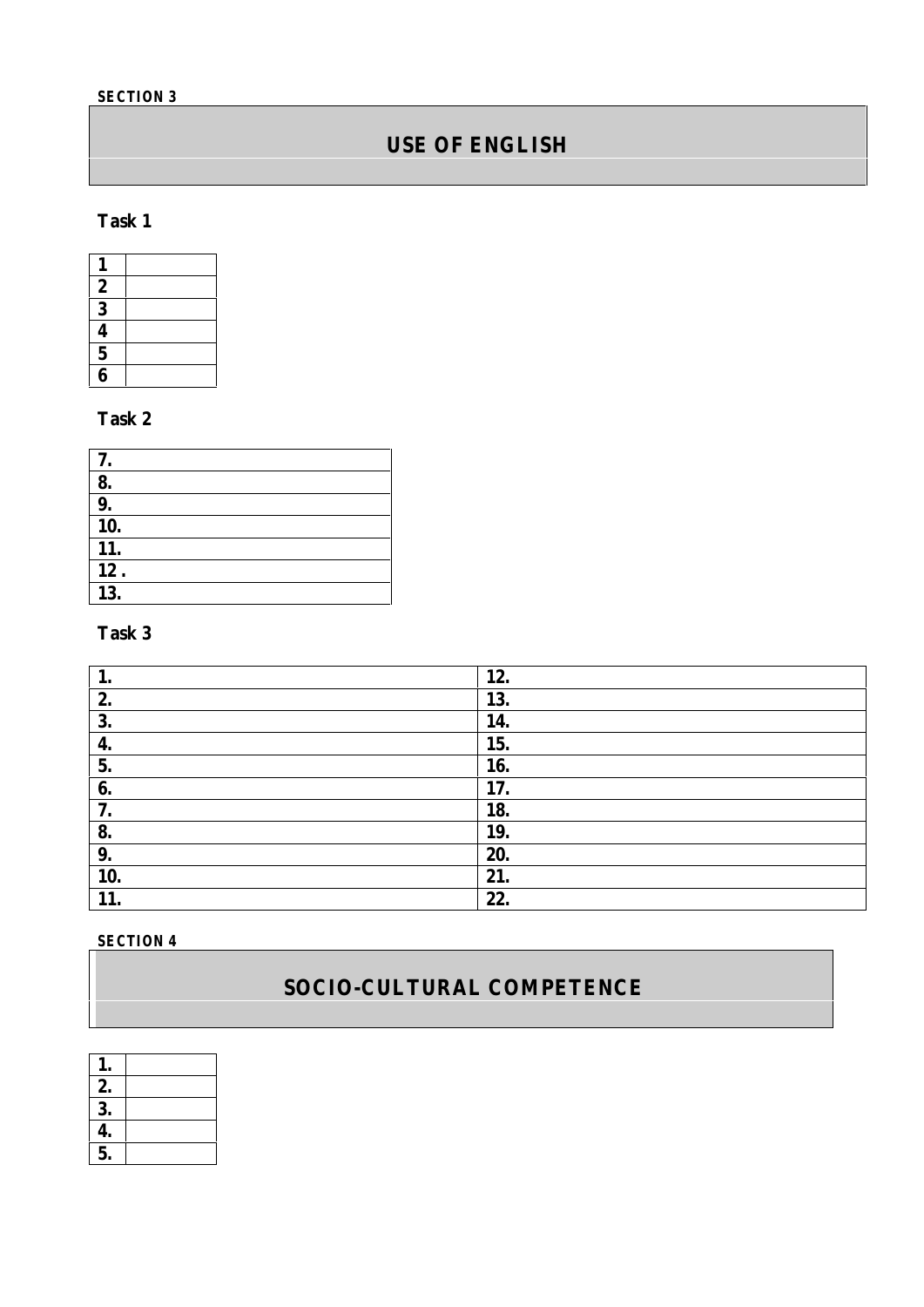SECTION 3

## USE OF ENGLISH

**Task 1**

| | |
|---|---|
| **1** | |
| **2** | |
| **3** | |
| **4** | |
| **5** | |
| **6** | |

**Task 2**

| |
|---|
| **7.** |
| **8.** |
| **9.** |
| **10.** |
| **11.** |
| **12 .** |
| **13.** |

**Task 3**

| | |
|---|---|
| **1.** | **12.** |
| **2.** | **13.** |
| **3.** | **14.** |
| **4.** | **15.** |
| **5.** | **16.** |
| **6.** | **17.** |
| **7.** | **18.** |
| **8.** | **19.** |
| **9.** | **20.** |
| **10.** | **21.** |
| **11.** | **22.** |

SECTION 4

## SOCIO-CULTURAL COMPETENCE

| | |
|---|---|
| **1.** | |
| **2.** | |
| **3.** | |
| **4.** | |
| **5.** | |